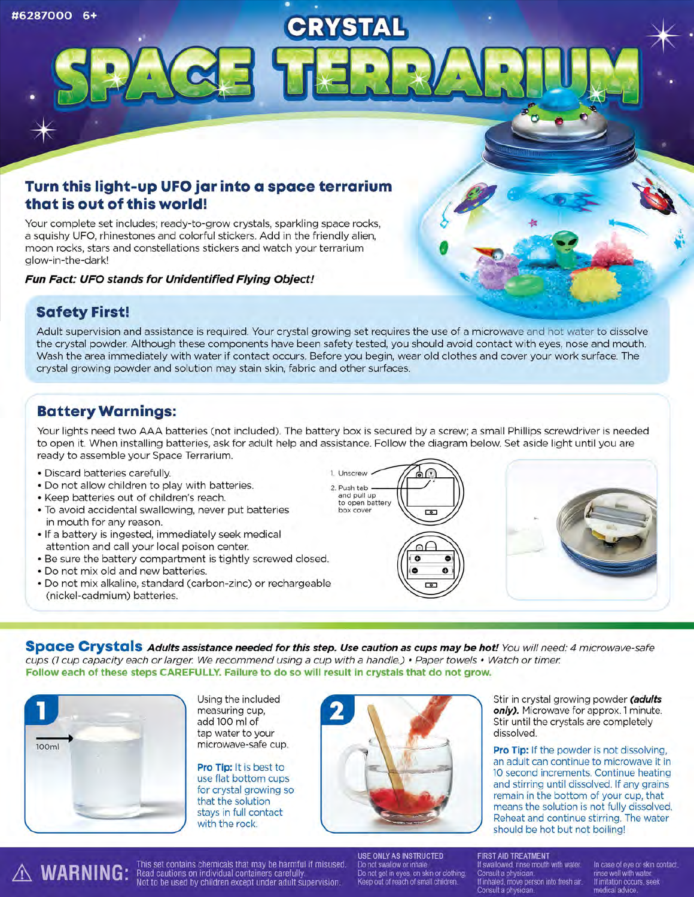#6287000 6+

# CRYSTAL SPACE TERRARIUM

## Turn this light-up UFO jar into a space terrarium that is out of this world!

Your complete set includes; ready-to-grow crystals, sparkling space rocks, a squishy UFO, rhinestones and colorful stickers. Add in the friendly alien, moon rocks, stars and constellations stickers and watch your terrarium glow-in-the-dark!

***Fun Fact: UFO stands for Unidentified Flying Object!***

## Safety First!

Adult supervision and assistance is required. Your crystal growing set requires the use of a microwave and hot water to dissolve the crystal powder. Although these components have been safety tested, you should avoid contact with eyes, nose and mouth. Wash the area immediately with water if contact occurs. Before you begin, wear old clothes and cover your work surface. The crystal growing powder and solution may stain skin, fabric and other surfaces.

## Battery Warnings:

Your lights need two AAA batteries (not included). The battery box is secured by a screw; a small Phillips screwdriver is needed to open it. When installing batteries, ask for adult help and assistance. Follow the diagram below. Set aside light until you are ready to assemble your Space Terrarium.

- Discard batteries carefully.
- Do not allow children to play with batteries.
- Keep batteries out of children's reach.
- To avoid accidental swallowing, never put batteries in mouth for any reason.
- If a battery is ingested, immediately seek medical attention and call your local poison center.
- Be sure the battery compartment is tightly screwed closed.
- Do not mix old and new batteries.
- Do not mix alkaline, standard (carbon-zinc) or rechargeable (nickel-cadmium) batteries.

1. Unscrew
2. Push tab and pull up to open battery box cover

## Space Crystals

***Adults assistance needed for this step. Use caution as cups may be hot!*** *You will need: 4 microwave-safe cups (1 cup capacity each or larger. We recommend using a cup with a handle.) • Paper towels • Watch or timer.*

**Follow each of these steps CAREFULLY. Failure to do so will result in crystals that do not grow.**

**1** Using the included measuring cup, add 100 ml of tap water to your microwave-safe cup.

100ml

**Pro Tip:** It is best to use flat bottom cups for crystal growing so that the solution stays in full contact with the rock.

**2** Stir in crystal growing powder ***(adults only).*** Microwave for approx. 1 minute. Stir until the crystals are completely dissolved.

**Pro Tip:** If the powder is not dissolving, an adult can continue to microwave it in 10 second increments. Continue heating and stirring until dissolved. If any grains remain in the bottom of your cup, that means the solution is not fully dissolved. Reheat and continue stirring. The water should be hot but not boiling!

**⚠ WARNING:** This set contains chemicals that may be harmful if misused. Read cautions on individual containers carefully. Not to be used by children except under adult supervision.

**USE ONLY AS INSTRUCTED**
Do not swallow or inhale.
Do not get in eyes, on skin or clothing.
Keep out of reach of small children.

**FIRST AID TREATMENT**
If swallowed, rinse mouth with water. Consult a physician.
If inhaled, move person into fresh air. Consult a physician.
In case of eye or skin contact, rinse well with water. If irritation occurs, seek medical advice.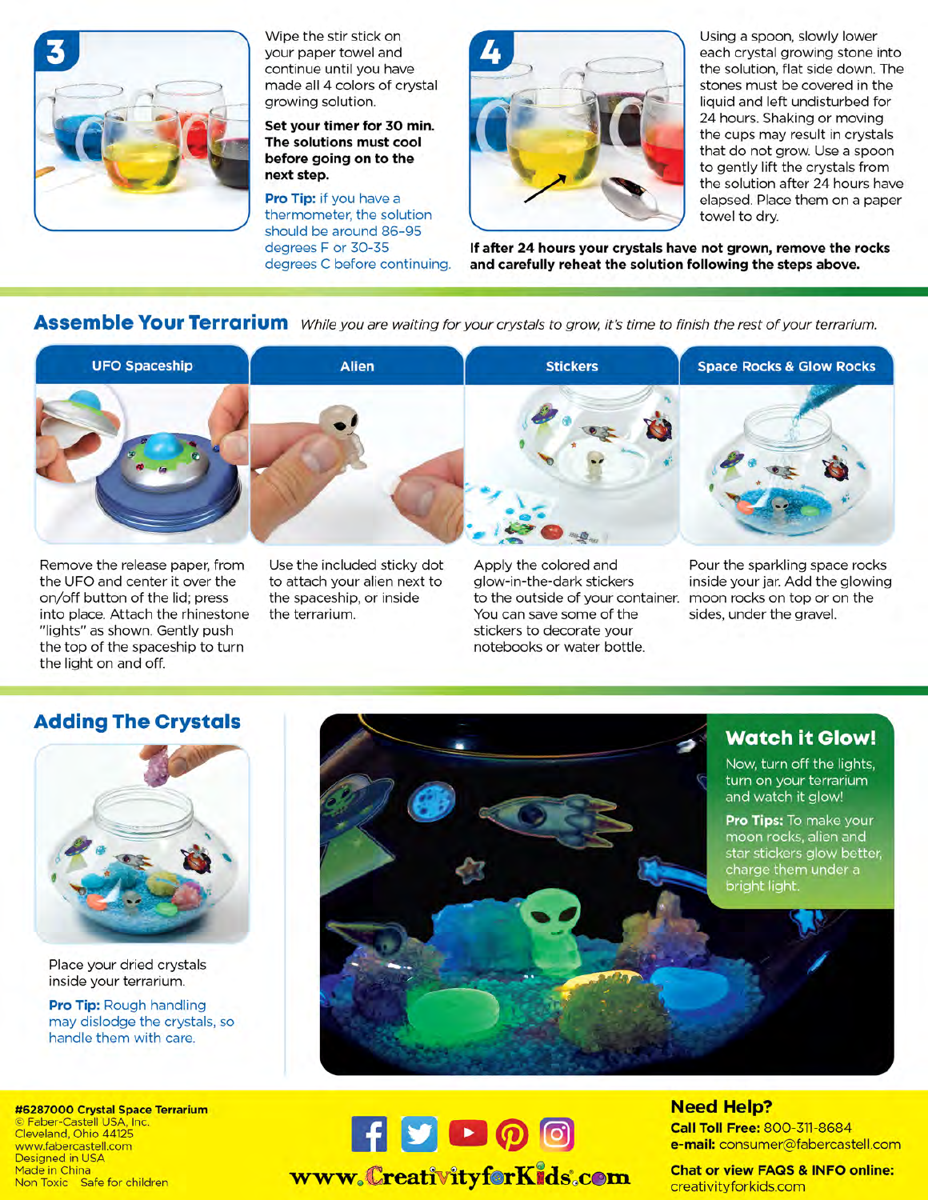**3**

Wipe the stir stick on your paper towel and continue until you have made all 4 colors of crystal growing solution.

**Set your timer for 30 min. The solutions must cool before going on to the next step.**

**Pro Tip:** if you have a thermometer, the solution should be around 86–95 degrees F or 30–35 degrees C before continuing.

**4**

Using a spoon, slowly lower each crystal growing stone into the solution, flat side down. The stones must be covered in the liquid and left undisturbed for 24 hours. Shaking or moving the cups may result in crystals that do not grow. Use a spoon to gently lift the crystals from the solution after 24 hours have elapsed. Place them on a paper towel to dry.

**If after 24 hours your crystals have not grown, remove the rocks and carefully reheat the solution following the steps above.**

## Assemble Your Terrarium

*While you are waiting for your crystals to grow, it's time to finish the rest of your terrarium.*

### UFO Spaceship

Remove the release paper, from the UFO and center it over the on/off button of the lid; press into place. Attach the rhinestone "lights" as shown. Gently push the top of the spaceship to turn the light on and off.

### Alien

Use the included sticky dot to attach your alien next to the spaceship, or inside the terrarium.

### Stickers

Apply the colored and glow-in-the-dark stickers to the outside of your container. You can save some of the stickers to decorate your notebooks or water bottle.

### Space Rocks & Glow Rocks

Pour the sparkling space rocks inside your jar. Add the glowing moon rocks on top or on the sides, under the gravel.

## Adding The Crystals

Place your dried crystals inside your terrarium.

**Pro Tip:** Rough handling may dislodge the crystals, so handle them with care.

## Watch it Glow!

Now, turn off the lights, turn on your terrarium and watch it glow!

**Pro Tips:** To make your moon rocks, alien and star stickers glow better, charge them under a bright light.

**#6287000 Crystal Space Terrarium**
© Faber-Castell USA, Inc.
Cleveland, Ohio 44125
www.fabercastell.com
Designed in USA
Made in China
Non Toxic Safe for children

www.CreativityforKids.com

**Need Help?**
**Call Toll Free:** 800-311-8684
**e-mail:** consumer@fabercastell.com

**Chat or view FAQS & INFO online:**
creativityforkids.com